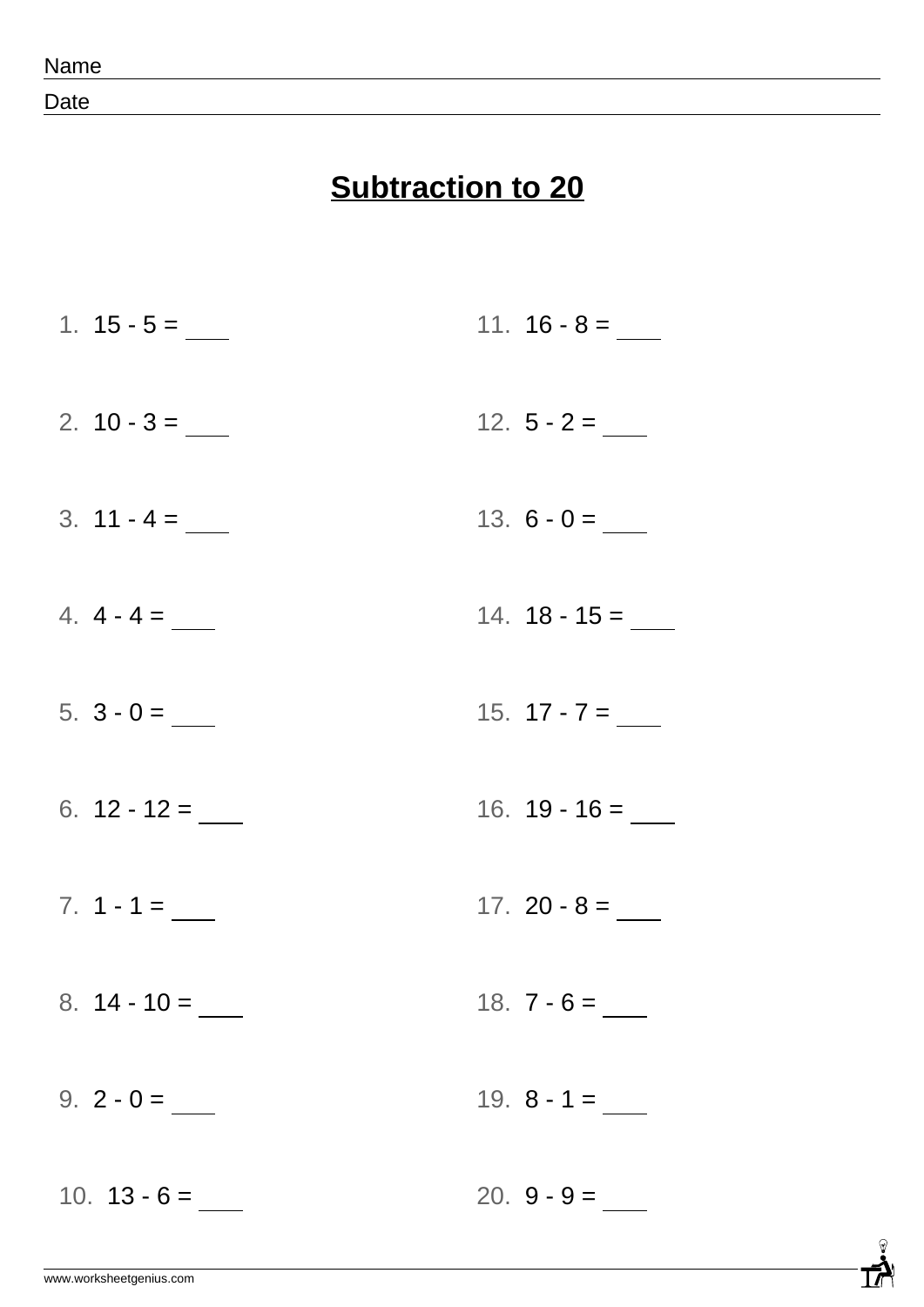Name

Date

# Subtraction to 20

1. 15 - 5 = ____
2. 10 - 3 = ____
3. 11 - 4 = ____
4. 4 - 4 = ____
5. 3 - 0 = ____
6. 12 - 12 = ____
7. 1 - 1 = ____
8. 14 - 10 = ____
9. 2 - 0 = ____
10. 13 - 6 = ____
11. 16 - 8 = ____
12. 5 - 2 = ____
13. 6 - 0 = ____
14. 18 - 15 = ____
15. 17 - 7 = ____
16. 19 - 16 = ____
17. 20 - 8 = ____
18. 7 - 6 = ____
19. 8 - 1 = ____
20. 9 - 9 = ____

www.worksheetgenius.com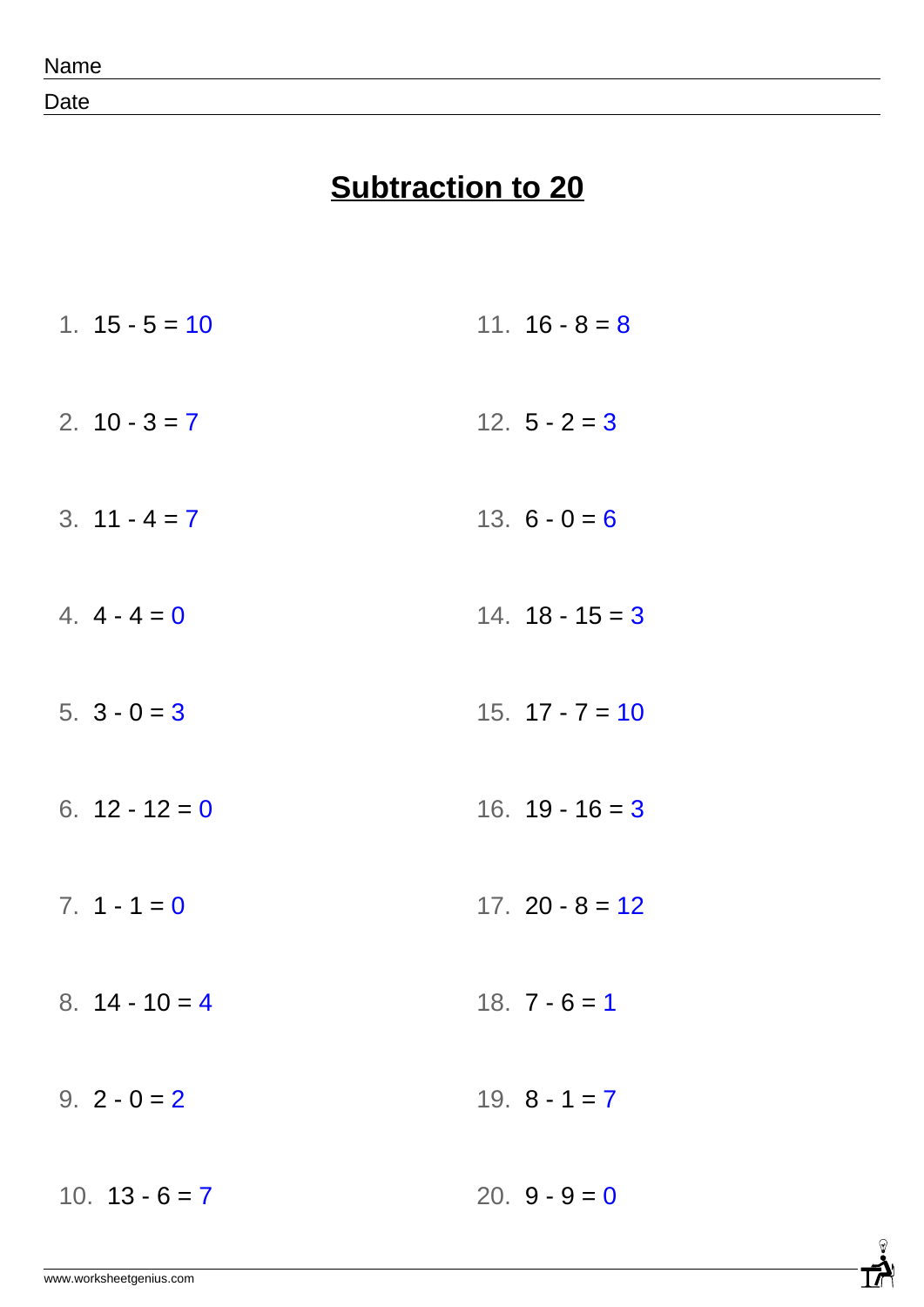Name

Date

# Subtraction to 20

1. 15 - 5 = 10
2. 10 - 3 = 7
3. 11 - 4 = 7
4. 4 - 4 = 0
5. 3 - 0 = 3
6. 12 - 12 = 0
7. 1 - 1 = 0
8. 14 - 10 = 4
9. 2 - 0 = 2
10. 13 - 6 = 7
11. 16 - 8 = 8
12. 5 - 2 = 3
13. 6 - 0 = 6
14. 18 - 15 = 3
15. 17 - 7 = 10
16. 19 - 16 = 3
17. 20 - 8 = 12
18. 7 - 6 = 1
19. 8 - 1 = 7
20. 9 - 9 = 0

www.worksheetgenius.com